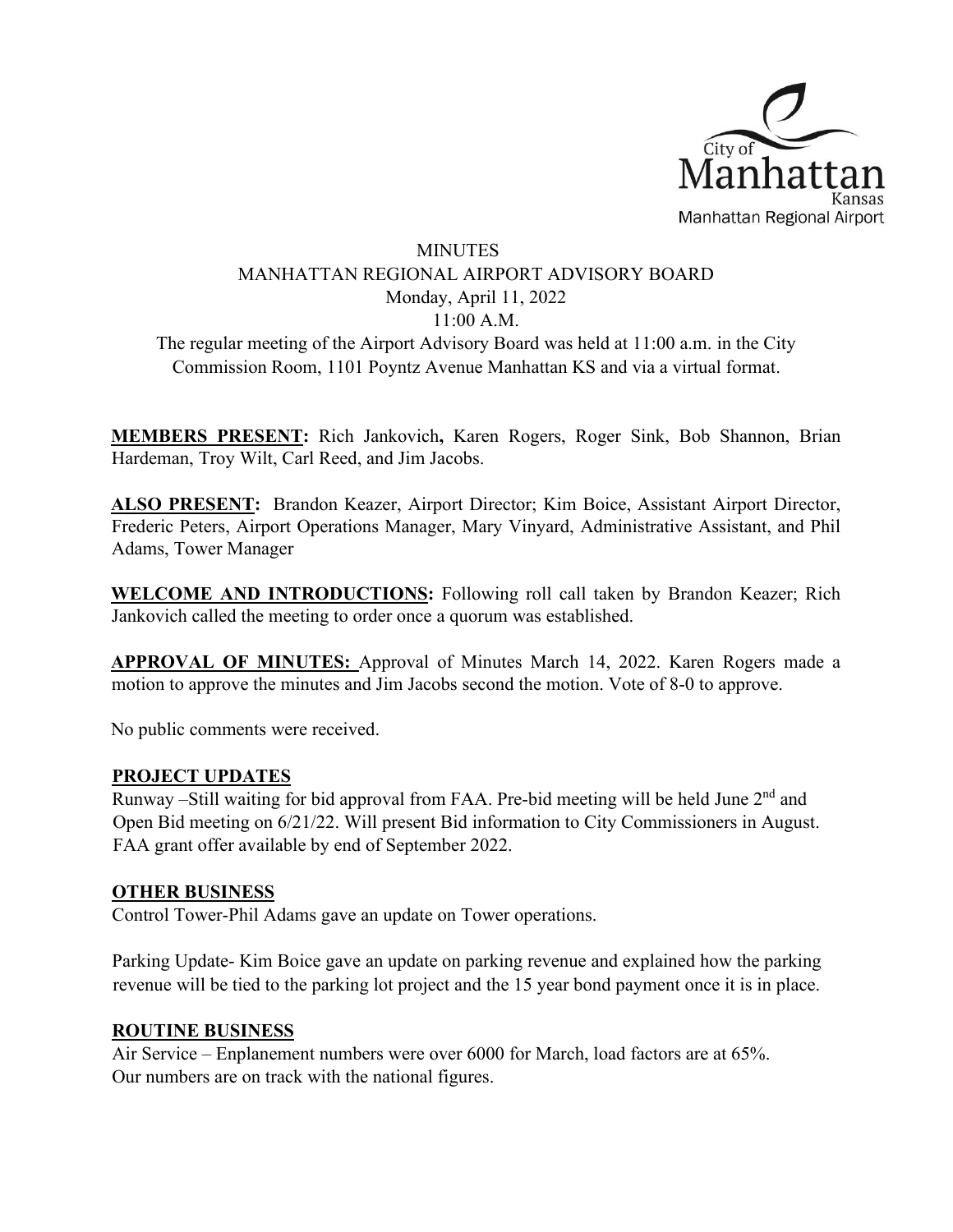# MINUTES

## MANHATTAN REGIONAL AIRPORT ADVISORY BOARD

Monday, April 11, 2022

11:00 A.M.

The regular meeting of the Airport Advisory Board was held at 11:00 a.m. in the City Commission Room, 1101 Poyntz Avenue Manhattan KS and via a virtual format.

**MEMBERS PRESENT:** Rich Jankovich**,** Karen Rogers, Roger Sink, Bob Shannon, Brian Hardeman, Troy Wilt, Carl Reed, and Jim Jacobs.

**ALSO PRESENT:** Brandon Keazer, Airport Director; Kim Boice, Assistant Airport Director, Frederic Peters, Airport Operations Manager, Mary Vinyard, Administrative Assistant, and Phil Adams, Tower Manager

**WELCOME AND INTRODUCTIONS:** Following roll call taken by Brandon Keazer; Rich Jankovich called the meeting to order once a quorum was established.

**APPROVAL OF MINUTES:** Approval of Minutes March 14, 2022. Karen Rogers made a motion to approve the minutes and Jim Jacobs second the motion. Vote of 8-0 to approve.

No public comments were received.

**PROJECT UPDATES**

Runway –Still waiting for bid approval from FAA. Pre-bid meeting will be held June 2nd and Open Bid meeting on 6/21/22. Will present Bid information to City Commissioners in August. FAA grant offer available by end of September 2022.

**OTHER BUSINESS**

Control Tower-Phil Adams gave an update on Tower operations.

Parking Update- Kim Boice gave an update on parking revenue and explained how the parking revenue will be tied to the parking lot project and the 15 year bond payment once it is in place.

**ROUTINE BUSINESS**

Air Service – Enplanement numbers were over 6000 for March, load factors are at 65%. Our numbers are on track with the national figures.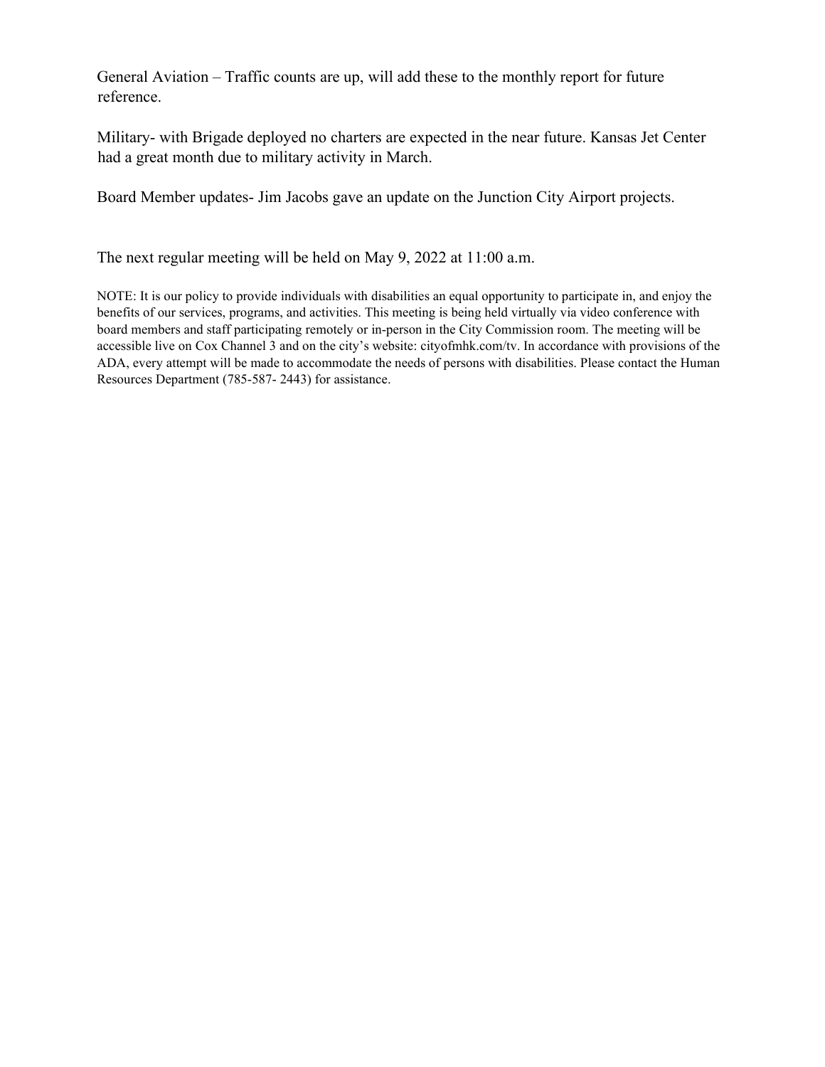General Aviation – Traffic counts are up, will add these to the monthly report for future reference.

Military- with Brigade deployed no charters are expected in the near future. Kansas Jet Center had a great month due to military activity in March.

Board Member updates- Jim Jacobs gave an update on the Junction City Airport projects.

The next regular meeting will be held on May 9, 2022 at 11:00 a.m.

NOTE: It is our policy to provide individuals with disabilities an equal opportunity to participate in, and enjoy the benefits of our services, programs, and activities. This meeting is being held virtually via video conference with board members and staff participating remotely or in-person in the City Commission room. The meeting will be accessible live on Cox Channel 3 and on the city's website: cityofmhk.com/tv. In accordance with provisions of the ADA, every attempt will be made to accommodate the needs of persons with disabilities. Please contact the Human Resources Department (785-587- 2443) for assistance.